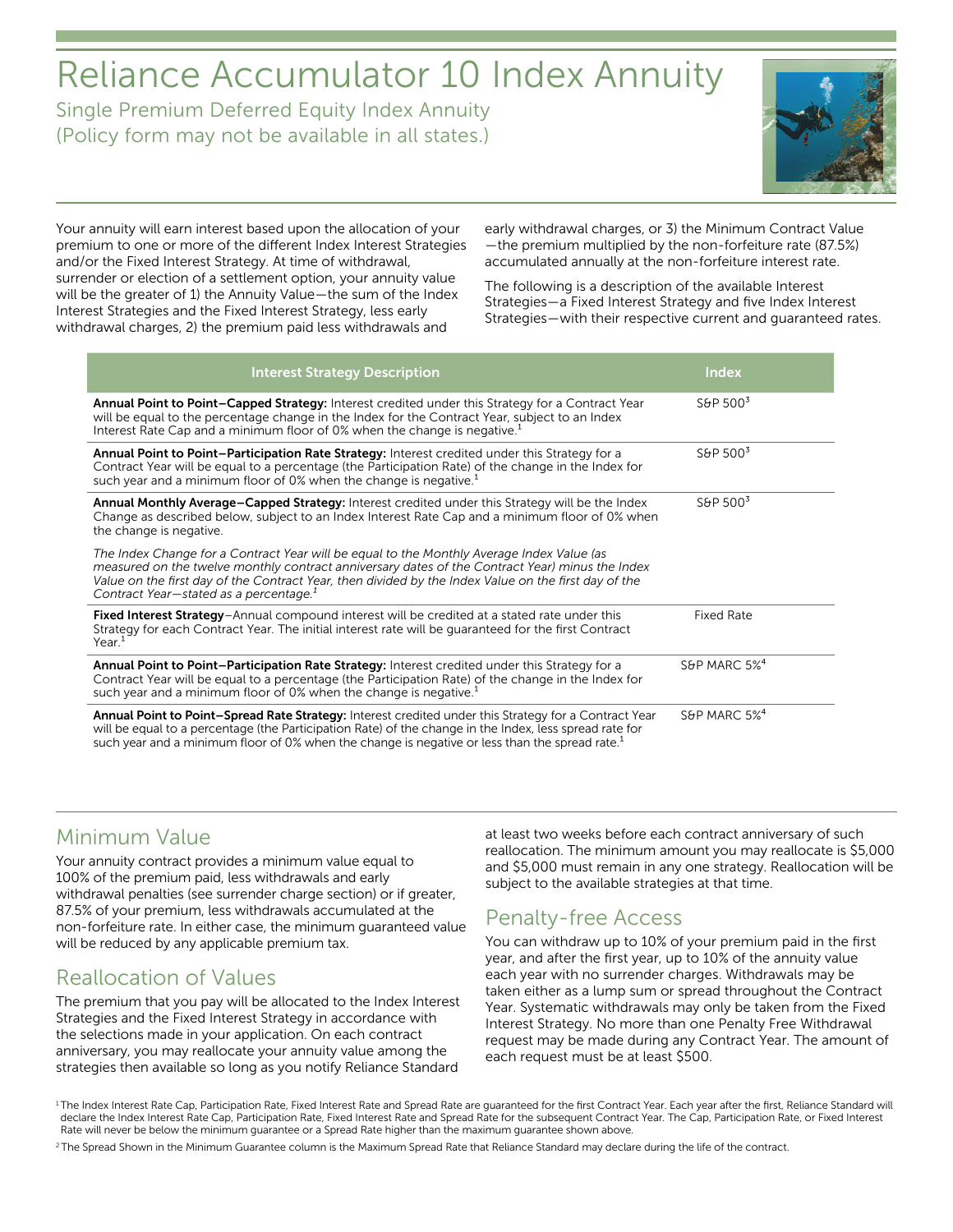# Reliance Accumulator 10 Index Annuity

Single Premium Deferred Equity Index Annuity
(Policy form may not be available in all states.)

Your annuity will earn interest based upon the allocation of your premium to one or more of the different Index Interest Strategies and/or the Fixed Interest Strategy. At time of withdrawal, surrender or election of a settlement option, your annuity value will be the greater of 1) the Annuity Value—the sum of the Index Interest Strategies and the Fixed Interest Strategy, less early withdrawal charges, 2) the premium paid less withdrawals and early withdrawal charges, or 3) the Minimum Contract Value—the premium multiplied by the non-forfeiture rate (87.5%) accumulated annually at the non-forfeiture interest rate.

The following is a description of the available Interest Strategies—a Fixed Interest Strategy and five Index Interest Strategies—with their respective current and guaranteed rates.

| Interest Strategy Description | Index |
|---|---|
| **Annual Point to Point–Capped Strategy:** Interest credited under this Strategy for a Contract Year will be equal to the percentage change in the Index for the Contract Year, subject to an Index Interest Rate Cap and a minimum floor of 0% when the change is negative.[1] | S&P 500[3] |
| **Annual Point to Point–Participation Rate Strategy:** Interest credited under this Strategy for a Contract Year will be equal to a percentage (the Participation Rate) of the change in the Index for such year and a minimum floor of 0% when the change is negative.[1] | S&P 500[3] |
| **Annual Monthly Average–Capped Strategy:** Interest credited under this Strategy will be the Index Change as described below, subject to an Index Interest Rate Cap and a minimum floor of 0% when the change is negative. *The Index Change for a Contract Year will be equal to the Monthly Average Index Value (as measured on the twelve monthly contract anniversary dates of the Contract Year) minus the Index Value on the first day of the Contract Year, then divided by the Index Value on the first day of the Contract Year—stated as a percentage.[1]* | S&P 500[3] |
| **Fixed Interest Strategy**–Annual compound interest will be credited at a stated rate under this Strategy for each Contract Year. The initial interest rate will be guaranteed for the first Contract Year.[1] | Fixed Rate |
| **Annual Point to Point–Participation Rate Strategy:** Interest credited under this Strategy for a Contract Year will be equal to a percentage (the Participation Rate) of the change in the Index for such year and a minimum floor of 0% when the change is negative.[1] | S&P MARC 5%[4] |
| **Annual Point to Point–Spread Rate Strategy:** Interest credited under this Strategy for a Contract Year will be equal to a percentage (the Participation Rate) of the change in the Index, less spread rate for such year and a minimum floor of 0% when the change is negative or less than the spread rate.[1] | S&P MARC 5%[4] |

## Minimum Value

Your annuity contract provides a minimum value equal to 100% of the premium paid, less withdrawals and early withdrawal penalties (see surrender charge section) or if greater, 87.5% of your premium, less withdrawals accumulated at the non-forfeiture rate. In either case, the minimum guaranteed value will be reduced by any applicable premium tax.

## Reallocation of Values

The premium that you pay will be allocated to the Index Interest Strategies and the Fixed Interest Strategy in accordance with the selections made in your application. On each contract anniversary, you may reallocate your annuity value among the strategies then available so long as you notify Reliance Standard at least two weeks before each contract anniversary of such reallocation. The minimum amount you may reallocate is $5,000 and $5,000 must remain in any one strategy. Reallocation will be subject to the available strategies at that time.

## Penalty-free Access

You can withdraw up to 10% of your premium paid in the first year, and after the first year, up to 10% of the annuity value each year with no surrender charges. Withdrawals may be taken either as a lump sum or spread throughout the Contract Year. Systematic withdrawals may only be taken from the Fixed Interest Strategy. No more than one Penalty Free Withdrawal request may be made during any Contract Year. The amount of each request must be at least $500.

[1] The Index Interest Rate Cap, Participation Rate, Fixed Interest Rate and Spread Rate are guaranteed for the first Contract Year. Each year after the first, Reliance Standard will declare the Index Interest Rate Cap, Participation Rate, Fixed Interest Rate and Spread Rate for the subsequent Contract Year. The Cap, Participation Rate, or Fixed Interest Rate will never be below the minimum guarantee or a Spread Rate higher than the maximum guarantee shown above.

[2] The Spread Shown in the Minimum Guarantee column is the Maximum Spread Rate that Reliance Standard may declare during the life of the contract.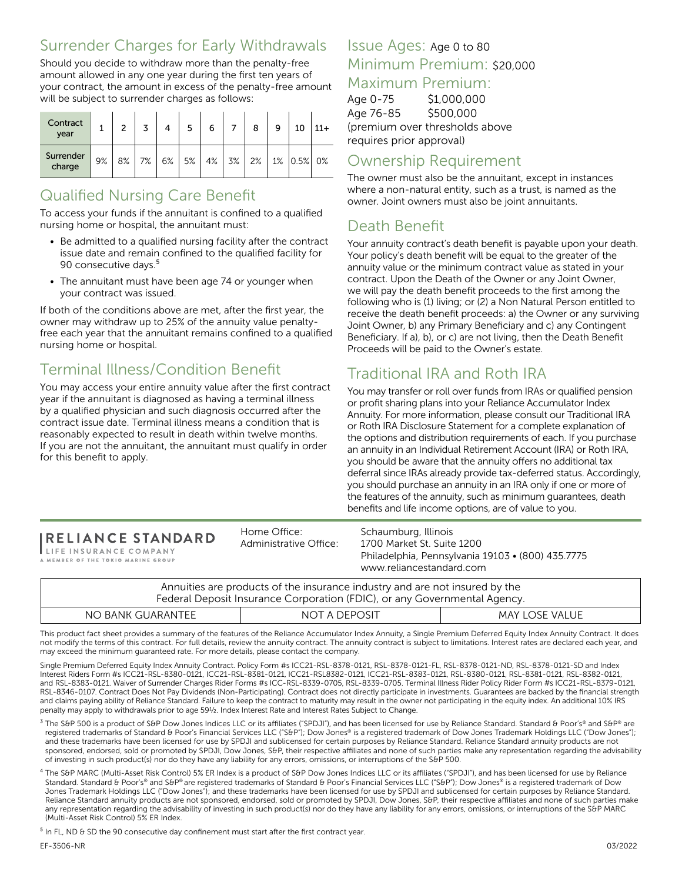## Surrender Charges for Early Withdrawals

Should you decide to withdraw more than the penalty-free amount allowed in any one year during the first ten years of your contract, the amount in excess of the penalty-free amount will be subject to surrender charges as follows:

| Contract year | 1 | 2 | 3 | 4 | 5 | 6 | 7 | 8 | 9 | 10 | 11+ |
|---|---|---|---|---|---|---|---|---|---|---|---|
| Surrender charge | 9% | 8% | 7% | 6% | 5% | 4% | 3% | 2% | 1% | 0.5% | 0% |

## Qualified Nursing Care Benefit

To access your funds if the annuitant is confined to a qualified nursing home or hospital, the annuitant must:

- Be admitted to a qualified nursing facility after the contract issue date and remain confined to the qualified facility for 90 consecutive days.[5]
- The annuitant must have been age 74 or younger when your contract was issued.

If both of the conditions above are met, after the first year, the owner may withdraw up to 25% of the annuity value penalty-free each year that the annuitant remains confined to a qualified nursing home or hospital.

## Terminal Illness/Condition Benefit

You may access your entire annuity value after the first contract year if the annuitant is diagnosed as having a terminal illness by a qualified physician and such diagnosis occurred after the contract issue date. Terminal illness means a condition that is reasonably expected to result in death within twelve months. If you are not the annuitant, the annuitant must qualify in order for this benefit to apply.

## Issue Ages: Age 0 to 80

## Minimum Premium: $20,000

## Maximum Premium:

Age 0-75 $1,000,000
Age 76-85 $500,000
(premium over thresholds above requires prior approval)

## Ownership Requirement

The owner must also be the annuitant, except in instances where a non-natural entity, such as a trust, is named as the owner. Joint owners must also be joint annuitants.

## Death Benefit

Your annuity contract's death benefit is payable upon your death. Your policy's death benefit will be equal to the greater of the annuity value or the minimum contract value as stated in your contract. Upon the Death of the Owner or any Joint Owner, we will pay the death benefit proceeds to the first among the following who is (1) living; or (2) a Non Natural Person entitled to receive the death benefit proceeds: a) the Owner or any surviving Joint Owner, b) any Primary Beneficiary and c) any Contingent Beneficiary. If a), b), or c) are not living, then the Death Benefit Proceeds will be paid to the Owner's estate.

## Traditional IRA and Roth IRA

You may transfer or roll over funds from IRAs or qualified pension or profit sharing plans into your Reliance Accumulator Index Annuity. For more information, please consult our Traditional IRA or Roth IRA Disclosure Statement for a complete explanation of the options and distribution requirements of each. If you purchase an annuity in an Individual Retirement Account (IRA) or Roth IRA, you should be aware that the annuity offers no additional tax deferral since IRAs already provide tax-deferred status. Accordingly, you should purchase an annuity in an IRA only if one or more of the features of the annuity, such as minimum guarantees, death benefits and life income options, are of value to you.

**RELIANCE STANDARD**
LIFE INSURANCE COMPANY
A MEMBER OF THE TOKIO MARINE GROUP

Home Office: Schaumburg, Illinois
Administrative Office: 1700 Market St. Suite 1200
Philadelphia, Pennsylvania 19103 • (800) 435.7775
www.reliancestandard.com

| Annuities are products of the insurance industry and are not insured by the Federal Deposit Insurance Corporation (FDIC), or any Governmental Agency. | | |
|---|---|---|
| NO BANK GUARANTEE | NOT A DEPOSIT | MAY LOSE VALUE |

This product fact sheet provides a summary of the features of the Reliance Accumulator Index Annuity, a Single Premium Deferred Equity Index Annuity Contract. It does not modify the terms of this contract. For full details, review the annuity contract. The annuity contract is subject to limitations. Interest rates are declared each year, and may exceed the minimum guaranteed rate. For more details, please contact the company.

Single Premium Deferred Equity Index Annuity Contract. Policy Form #s ICC21-RSL-8378-0121, RSL-8378-0121, RSL-8378-0121-FL, RSL-8378-0121-ND, RSL-8378-0121-SD and Index Interest Riders Form #s ICC21-RSL-8380-0121, ICC21-RSL-8381-0121, ICC21-RSL8382-0121, ICC21-RSL-8383-0121, RSL-8380-0121, RSL-8381-0121, RSL-8382-0121, and RSL-8383-0121. Waiver of Surrender Charges Rider Forms #s ICC-RSL-8339-0705, RSL-8339-0705. Terminal Illness Rider Policy Rider Form #s ICC21-RSL-8379-0121, RSL-8346-0107. Contract Does Not Pay Dividends (Non-Participating). Contract does not directly participate in investments. Guarantees are backed by the financial strength and claims paying ability of Reliance Standard. Failure to keep the contract to maturity may result in the owner not participating in the equity index. An additional 10% IRS penalty may apply to withdrawals prior to age 59½. Index Interest Rate and Interest Rates Subject to Change.

[3] The S&P 500 is a product of S&P Dow Jones Indices LLC or its affiliates ("SPDJI"), and has been licensed for use by Reliance Standard. Standard & Poor's® and S&P® are registered trademarks of Standard & Poor's Financial Services LLC ("S&P"); Dow Jones® is a registered trademark of Dow Jones Trademark Holdings LLC ("Dow Jones"); and these trademarks have been licensed for use by SPDJI and sublicensed for certain purposes by Reliance Standard. Reliance Standard annuity products are not sponsored, endorsed, sold or promoted by SPDJI, Dow Jones, S&P, their respective affiliates and none of such parties make any representation regarding the advisability of investing in such product(s) nor do they have any liability for any errors, omissions, or interruptions of the S&P 500.

[4] The S&P MARC (Multi-Asset Risk Control) 5% ER Index is a product of S&P Dow Jones Indices LLC or its affiliates ("SPDJI"), and has been licensed for use by Reliance Standard. Standard & Poor's® and S&P® are registered trademarks of Standard & Poor's Financial Services LLC ("S&P"); Dow Jones® is a registered trademark of Dow Jones Trademark Holdings LLC ("Dow Jones"); and these trademarks have been licensed for use by SPDJI and sublicensed for certain purposes by Reliance Standard. Reliance Standard annuity products are not sponsored, endorsed, sold or promoted by SPDJI, Dow Jones, S&P, their respective affiliates and none of such parties make any representation regarding the advisability of investing in such product(s) nor do they have any liability for any errors, omissions, or interruptions of the S&P MARC (Multi-Asset Risk Control) 5% ER Index.

[5] In FL, ND & SD the 90 consecutive day confinement must start after the first contract year.

EF-3506-NR 03/2022